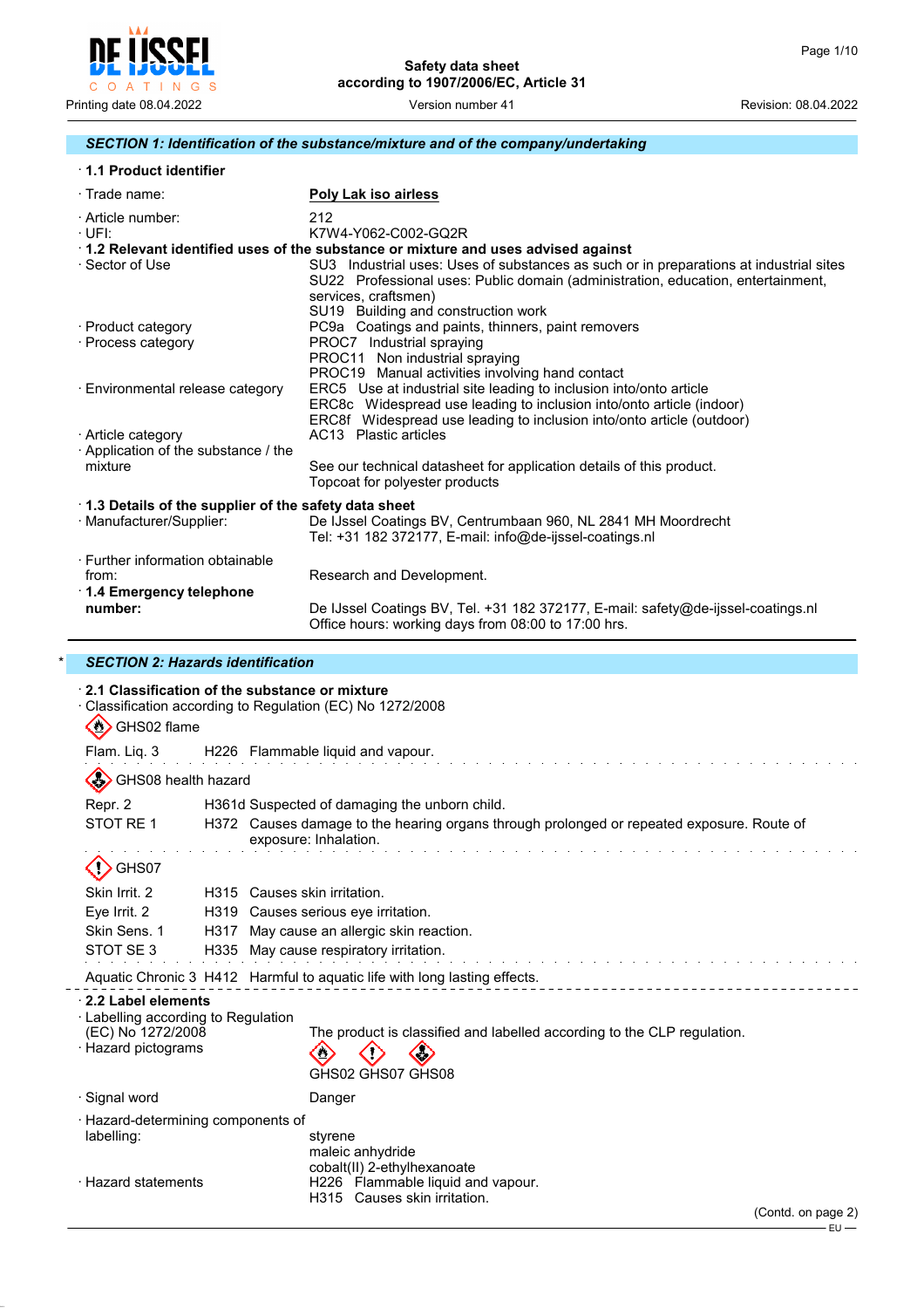Safety data sheet
according to 1907/2006/EC, Article 31

Printing date 08.04.2022 Version number 41 Revision: 08.04.2022

## SECTION 1: Identification of the substance/mixture and of the company/undertaking

· **1.1 Product identifier**

· Trade name: **Poly Lak iso airless**

· Article number: 212
· UFI: K7W4-Y062-C002-GQ2R

· **1.2 Relevant identified uses of the substance or mixture and uses advised against**

· Sector of Use
SU3 Industrial uses: Uses of substances as such or in preparations at industrial sites
SU22 Professional uses: Public domain (administration, education, entertainment, services, craftsmen)
SU19 Building and construction work

· Product category
PC9a Coatings and paints, thinners, paint removers

· Process category
PROC7 Industrial spraying
PROC11 Non industrial spraying
PROC19 Manual activities involving hand contact

· Environmental release category
ERC5 Use at industrial site leading to inclusion into/onto article
ERC8c Widespread use leading to inclusion into/onto article (indoor)
ERC8f Widespread use leading to inclusion into/onto article (outdoor)

· Article category
AC13 Plastic articles

· Application of the substance / the mixture
See our technical datasheet for application details of this product.
Topcoat for polyester products

· **1.3 Details of the supplier of the safety data sheet**

· Manufacturer/Supplier:
De IJssel Coatings BV, Centrumbaan 960, NL 2841 MH Moordrecht
Tel: +31 182 372177, E-mail: info@de-ijssel-coatings.nl

· Further information obtainable from: Research and Development.

· **1.4 Emergency telephone number:**
De IJssel Coatings BV, Tel. +31 182 372177, E-mail: safety@de-ijssel-coatings.nl
Office hours: working days from 08:00 to 17:00 hrs.

## * SECTION 2: Hazards identification

· **2.1 Classification of the substance or mixture**

· Classification according to Regulation (EC) No 1272/2008

GHS02 flame

Flam. Liq. 3 H226 Flammable liquid and vapour.

GHS08 health hazard

Repr. 2 H361d Suspected of damaging the unborn child.
STOT RE 1 H372 Causes damage to the hearing organs through prolonged or repeated exposure. Route of exposure: Inhalation.

GHS07

Skin Irrit. 2 H315 Causes skin irritation.
Eye Irrit. 2 H319 Causes serious eye irritation.
Skin Sens. 1 H317 May cause an allergic skin reaction.
STOT SE 3 H335 May cause respiratory irritation.

Aquatic Chronic 3 H412 Harmful to aquatic life with long lasting effects.

· **2.2 Label elements**

· Labelling according to Regulation (EC) No 1272/2008
The product is classified and labelled according to the CLP regulation.

· Hazard pictograms
GHS02 GHS07 GHS08

· Signal word
Danger

· Hazard-determining components of labelling:
styrene
maleic anhydride
cobalt(II) 2-ethylhexanoate

· Hazard statements
H226 Flammable liquid and vapour.
H315 Causes skin irritation.

(Contd. on page 2)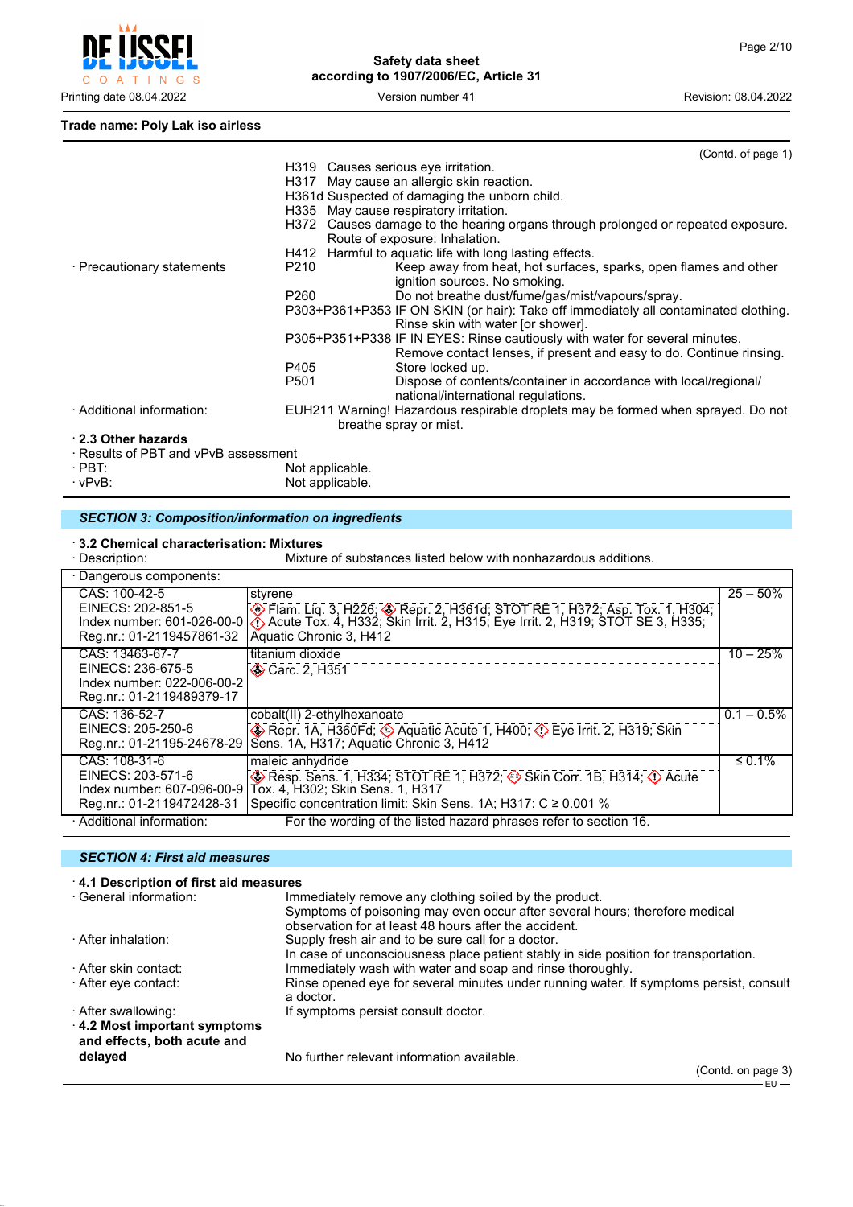**Trade name: Poly Lak iso airless**

(Contd. of page 1)

H319 Causes serious eye irritation.
H317 May cause an allergic skin reaction.
H361d Suspected of damaging the unborn child.
H335 May cause respiratory irritation.
H372 Causes damage to the hearing organs through prolonged or repeated exposure. Route of exposure: Inhalation.
H412 Harmful to aquatic life with long lasting effects.

· Precautionary statements
P210 Keep away from heat, hot surfaces, sparks, open flames and other ignition sources. No smoking.
P260 Do not breathe dust/fume/gas/mist/vapours/spray.
P303+P361+P353 IF ON SKIN (or hair): Take off immediately all contaminated clothing. Rinse skin with water [or shower].
P305+P351+P338 IF IN EYES: Rinse cautiously with water for several minutes. Remove contact lenses, if present and easy to do. Continue rinsing.
P405 Store locked up.
P501 Dispose of contents/container in accordance with local/regional/ national/international regulations.

· Additional information: EUH211 Warning! Hazardous respirable droplets may be formed when sprayed. Do not breathe spray or mist.

**· 2.3 Other hazards**
· Results of PBT and vPvB assessment
· PBT: Not applicable.
· vPvB: Not applicable.

## *SECTION 3: Composition/information on ingredients*

**· 3.2 Chemical characterisation: Mixtures**
· Description: Mixture of substances listed below with nonhazardous additions.

| · Dangerous components: | | |
|---|---|---|
| CAS: 100-42-5<br>EINECS: 202-851-5<br>Index number: 601-026-00-0<br>Reg.nr.: 01-2119457861-32 | styrene<br>Flam. Liq. 3, H226; Repr. 2, H361d; STOT RE 1, H372; Asp. Tox. 1, H304; Acute Tox. 4, H332; Skin Irrit. 2, H315; Eye Irrit. 2, H319; STOT SE 3, H335; Aquatic Chronic 3, H412 | 25 – 50% |
| CAS: 13463-67-7<br>EINECS: 236-675-5<br>Index number: 022-006-00-2<br>Reg.nr.: 01-2119489379-17 | titanium dioxide<br>Carc. 2, H351 | 10 – 25% |
| CAS: 136-52-7<br>EINECS: 205-250-6<br>Reg.nr.: 01-21195-24678-29 | cobalt(II) 2-ethylhexanoate<br>Repr. 1A, H360Fd; Aquatic Acute 1, H400; Eye Irrit. 2, H319; Skin Sens. 1A, H317; Aquatic Chronic 3, H412 | 0.1 – 0.5% |
| CAS: 108-31-6<br>EINECS: 203-571-6<br>Index number: 607-096-00-9<br>Reg.nr.: 01-2119472428-31 | maleic anhydride<br>Resp. Sens. 1, H334; STOT RE 1, H372; Skin Corr. 1B, H314; Acute Tox. 4, H302; Skin Sens. 1, H317<br>Specific concentration limit: Skin Sens. 1A; H317: C ≥ 0.001 % | ≤ 0.1% |

· Additional information: For the wording of the listed hazard phrases refer to section 16.

## *SECTION 4: First aid measures*

**· 4.1 Description of first aid measures**
· General information: Immediately remove any clothing soiled by the product. Symptoms of poisoning may even occur after several hours; therefore medical observation for at least 48 hours after the accident.
· After inhalation: Supply fresh air and to be sure call for a doctor. In case of unconsciousness place patient stably in side position for transportation.
· After skin contact: Immediately wash with water and soap and rinse thoroughly.
· After eye contact: Rinse opened eye for several minutes under running water. If symptoms persist, consult a doctor.
· After swallowing: If symptoms persist consult doctor.

**· 4.2 Most important symptoms and effects, both acute and delayed** No further relevant information available.

(Contd. on page 3)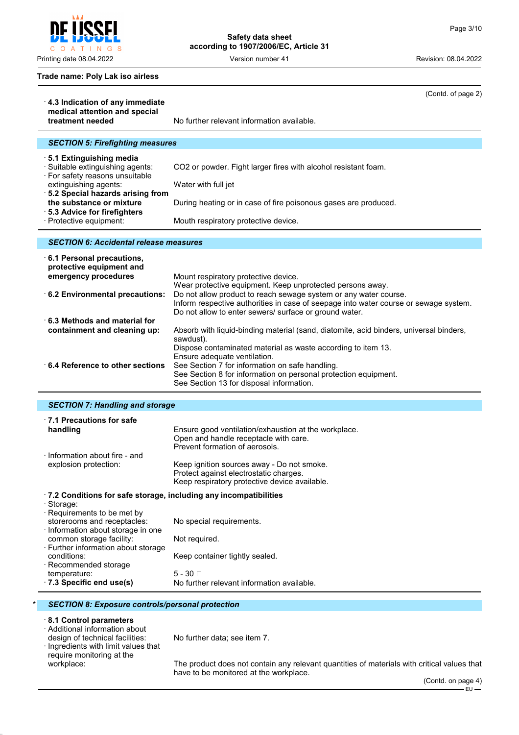Trade name: Poly Lak iso airless

(Contd. of page 2)

**· 4.3 Indication of any immediate medical attention and special treatment needed** No further relevant information available.

## SECTION 5: Firefighting measures

**· 5.1 Extinguishing media**
· Suitable extinguishing agents: CO2 or powder. Fight larger fires with alcohol resistant foam.
· For safety reasons unsuitable extinguishing agents: Water with full jet
**· 5.2 Special hazards arising from the substance or mixture** During heating or in case of fire poisonous gases are produced.
**· 5.3 Advice for firefighters**
· Protective equipment: Mouth respiratory protective device.

## SECTION 6: Accidental release measures

**· 6.1 Personal precautions, protective equipment and emergency procedures** Mount respiratory protective device.
Wear protective equipment. Keep unprotected persons away.
**· 6.2 Environmental precautions:** Do not allow product to reach sewage system or any water course.
Inform respective authorities in case of seepage into water course or sewage system.
Do not allow to enter sewers/ surface or ground water.
**· 6.3 Methods and material for containment and cleaning up:** Absorb with liquid-binding material (sand, diatomite, acid binders, universal binders, sawdust).
Dispose contaminated material as waste according to item 13.
Ensure adequate ventilation.
**· 6.4 Reference to other sections** See Section 7 for information on safe handling.
See Section 8 for information on personal protection equipment.
See Section 13 for disposal information.

## SECTION 7: Handling and storage

**· 7.1 Precautions for safe handling** Ensure good ventilation/exhaustion at the workplace.
Open and handle receptacle with care.
Prevent formation of aerosols.
· Information about fire - and explosion protection: Keep ignition sources away - Do not smoke.
Protect against electrostatic charges.
Keep respiratory protective device available.

**· 7.2 Conditions for safe storage, including any incompatibilities**
· Storage:
· Requirements to be met by storerooms and receptacles: No special requirements.
· Information about storage in one common storage facility: Not required.
· Further information about storage conditions: Keep container tightly sealed.
· Recommended storage temperature: 5 - 30 
**· 7.3 Specific end use(s)** No further relevant information available.

## * SECTION 8: Exposure controls/personal protection

**· 8.1 Control parameters**
· Additional information about design of technical facilities: No further data; see item 7.
· Ingredients with limit values that require monitoring at the workplace: The product does not contain any relevant quantities of materials with critical values that have to be monitored at the workplace.

(Contd. on page 4)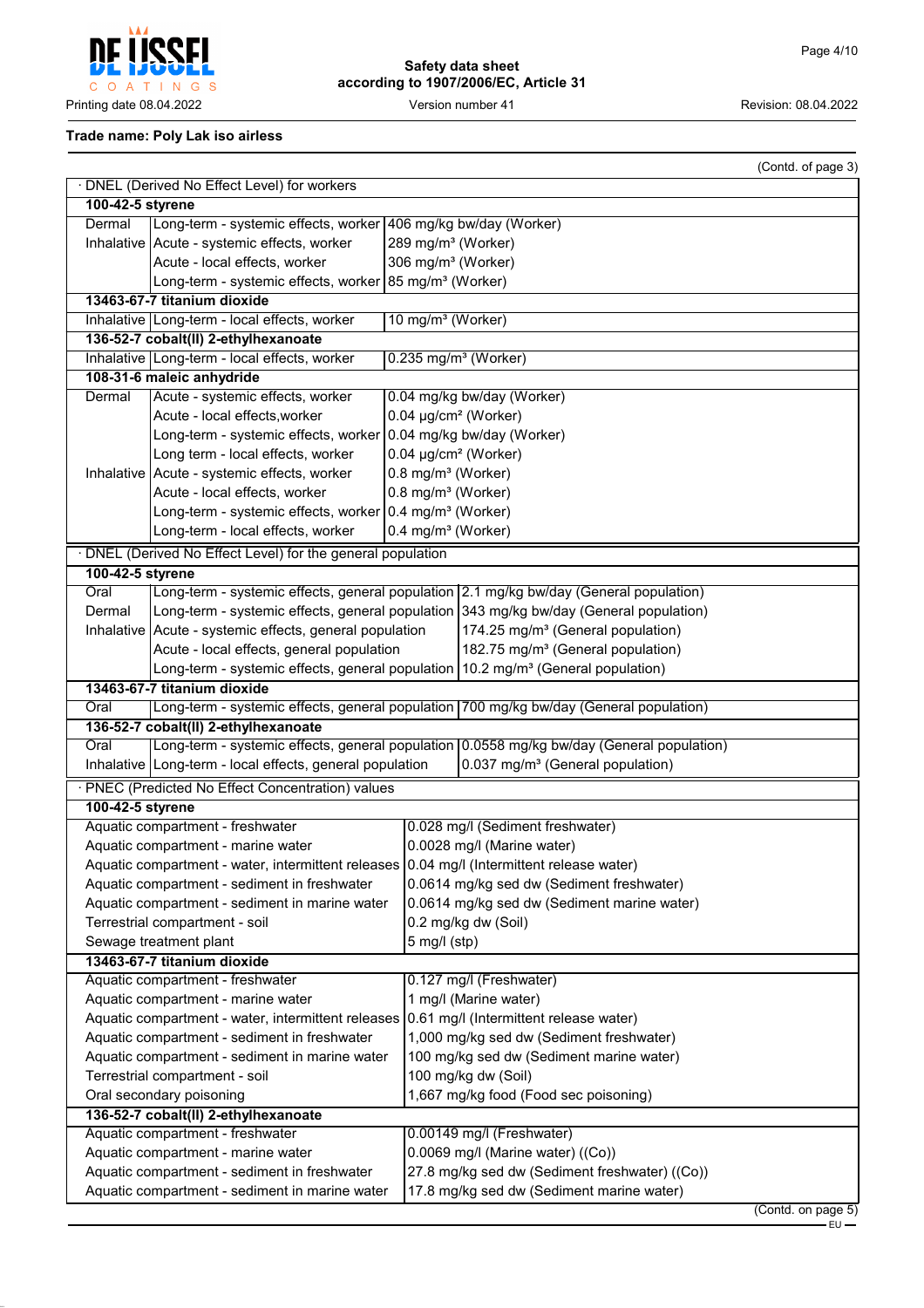**Trade name: Poly Lak iso airless**

(Contd. of page 3)

· DNEL (Derived No Effect Level) for workers

| | | |
|---|---|---|
| **100-42-5 styrene** | | |
| Dermal | Long-term - systemic effects, worker | 406 mg/kg bw/day (Worker) |
| Inhalative | Acute - systemic effects, worker | 289 mg/m³ (Worker) |
| | Acute - local effects, worker | 306 mg/m³ (Worker) |
| | Long-term - systemic effects, worker | 85 mg/m³ (Worker) |
| **13463-67-7 titanium dioxide** | | |
| Inhalative | Long-term - local effects, worker | 10 mg/m³ (Worker) |
| **136-52-7 cobalt(II) 2-ethylhexanoate** | | |
| Inhalative | Long-term - local effects, worker | 0.235 mg/m³ (Worker) |
| **108-31-6 maleic anhydride** | | |
| Dermal | Acute - systemic effects, worker | 0.04 mg/kg bw/day (Worker) |
| | Acute - local effects,worker | 0.04 µg/cm² (Worker) |
| | Long-term - systemic effects, worker | 0.04 mg/kg bw/day (Worker) |
| | Long term - local effects, worker | 0.04 µg/cm² (Worker) |
| Inhalative | Acute - systemic effects, worker | 0.8 mg/m³ (Worker) |
| | Acute - local effects, worker | 0.8 mg/m³ (Worker) |
| | Long-term - systemic effects, worker | 0.4 mg/m³ (Worker) |
| | Long-term - local effects, worker | 0.4 mg/m³ (Worker) |

· DNEL (Derived No Effect Level) for the general population

| | | |
|---|---|---|
| **100-42-5 styrene** | | |
| Oral | Long-term - systemic effects, general population | 2.1 mg/kg bw/day (General population) |
| Dermal | Long-term - systemic effects, general population | 343 mg/kg bw/day (General population) |
| Inhalative | Acute - systemic effects, general population | 174.25 mg/m³ (General population) |
| | Acute - local effects, general population | 182.75 mg/m³ (General population) |
| | Long-term - systemic effects, general population | 10.2 mg/m³ (General population) |
| **13463-67-7 titanium dioxide** | | |
| Oral | Long-term - systemic effects, general population | 700 mg/kg bw/day (General population) |
| **136-52-7 cobalt(II) 2-ethylhexanoate** | | |
| Oral | Long-term - systemic effects, general population | 0.0558 mg/kg bw/day (General population) |
| Inhalative | Long-term - local effects, general population | 0.037 mg/m³ (General population) |

· PNEC (Predicted No Effect Concentration) values

| | |
|---|---|
| **100-42-5 styrene** | |
| Aquatic compartment - freshwater | 0.028 mg/l (Sediment freshwater) |
| Aquatic compartment - marine water | 0.0028 mg/l (Marine water) |
| Aquatic compartment - water, intermittent releases | 0.04 mg/l (Intermittent release water) |
| Aquatic compartment - sediment in freshwater | 0.0614 mg/kg sed dw (Sediment freshwater) |
| Aquatic compartment - sediment in marine water | 0.0614 mg/kg sed dw (Sediment marine water) |
| Terrestrial compartment - soil | 0.2 mg/kg dw (Soil) |
| Sewage treatment plant | 5 mg/l (stp) |
| **13463-67-7 titanium dioxide** | |
| Aquatic compartment - freshwater | 0.127 mg/l (Freshwater) |
| Aquatic compartment - marine water | 1 mg/l (Marine water) |
| Aquatic compartment - water, intermittent releases | 0.61 mg/l (Intermittent release water) |
| Aquatic compartment - sediment in freshwater | 1,000 mg/kg sed dw (Sediment freshwater) |
| Aquatic compartment - sediment in marine water | 100 mg/kg sed dw (Sediment marine water) |
| Terrestrial compartment - soil | 100 mg/kg dw (Soil) |
| Oral secondary poisoning | 1,667 mg/kg food (Food sec poisoning) |
| **136-52-7 cobalt(II) 2-ethylhexanoate** | |
| Aquatic compartment - freshwater | 0.00149 mg/l (Freshwater) |
| Aquatic compartment - marine water | 0.0069 mg/l (Marine water) ((Co)) |
| Aquatic compartment - sediment in freshwater | 27.8 mg/kg sed dw (Sediment freshwater) ((Co)) |
| Aquatic compartment - sediment in marine water | 17.8 mg/kg sed dw (Sediment marine water) |

(Contd. on page 5)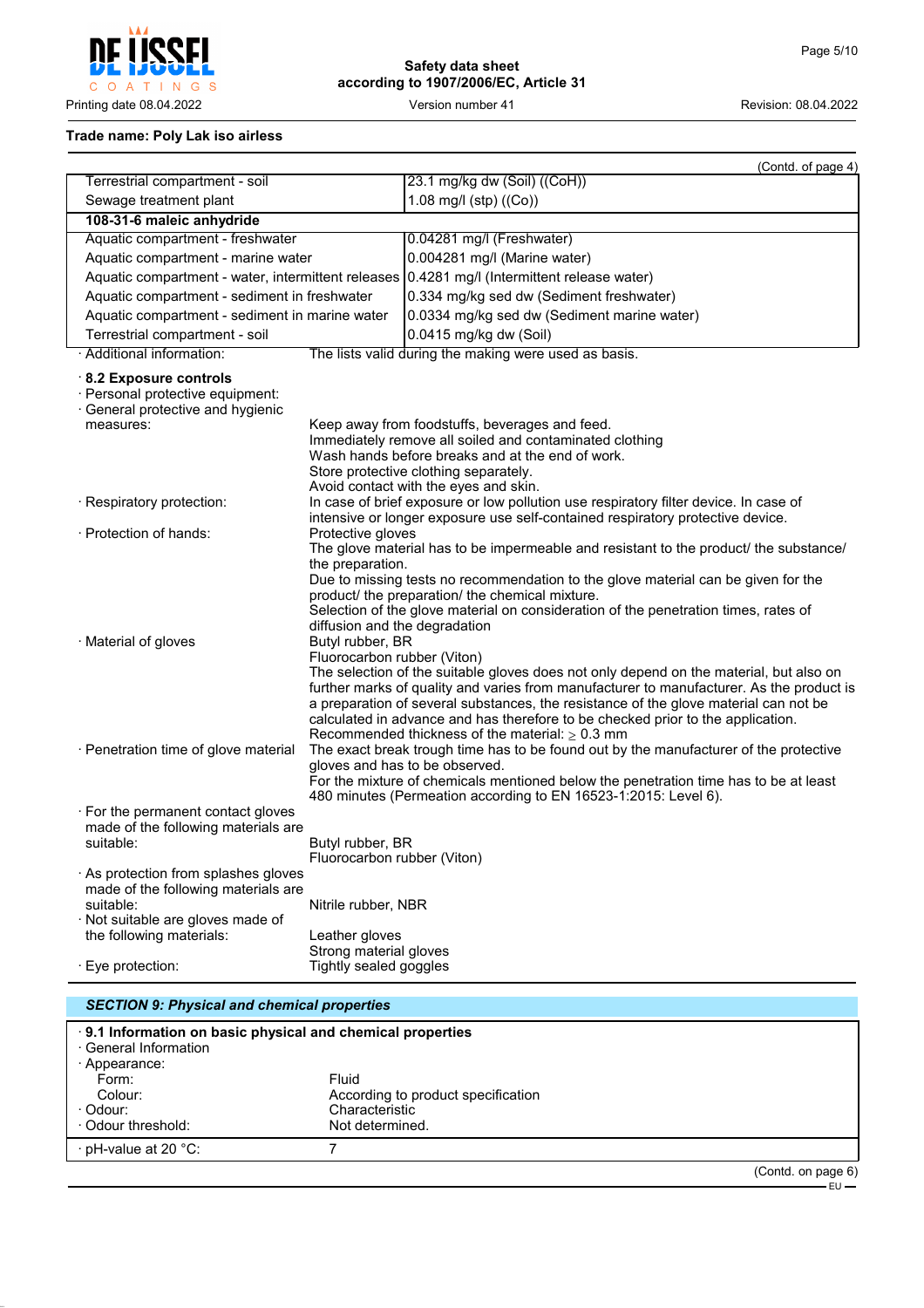**Trade name: Poly Lak iso airless**

(Contd. of page 4)

| | |
|---|---|
| Terrestrial compartment - soil | 23.1 mg/kg dw (Soil) ((CoH)) |
| Sewage treatment plant | 1.08 mg/l (stp) ((Co)) |
| **108-31-6 maleic anhydride** | |
| Aquatic compartment - freshwater | 0.04281 mg/l (Freshwater) |
| Aquatic compartment - marine water | 0.004281 mg/l (Marine water) |
| Aquatic compartment - water, intermittent releases | 0.4281 mg/l (Intermittent release water) |
| Aquatic compartment - sediment in freshwater | 0.334 mg/kg sed dw (Sediment freshwater) |
| Aquatic compartment - sediment in marine water | 0.0334 mg/kg sed dw (Sediment marine water) |
| Terrestrial compartment - soil | 0.0415 mg/kg dw (Soil) |

· Additional information: The lists valid during the making were used as basis.

· **8.2 Exposure controls**

· Personal protective equipment:

· General protective and hygienic measures:
Keep away from foodstuffs, beverages and feed.
Immediately remove all soiled and contaminated clothing
Wash hands before breaks and at the end of work.
Store protective clothing separately.
Avoid contact with the eyes and skin.

· Respiratory protection: In case of brief exposure or low pollution use respiratory filter device. In case of intensive or longer exposure use self-contained respiratory protective device.

· Protection of hands: Protective gloves
The glove material has to be impermeable and resistant to the product/ the substance/ the preparation.
Due to missing tests no recommendation to the glove material can be given for the product/ the preparation/ the chemical mixture.
Selection of the glove material on consideration of the penetration times, rates of diffusion and the degradation

· Material of gloves
Butyl rubber, BR
Fluorocarbon rubber (Viton)
The selection of the suitable gloves does not only depend on the material, but also on further marks of quality and varies from manufacturer to manufacturer. As the product is a preparation of several substances, the resistance of the glove material can not be calculated in advance and has therefore to be checked prior to the application.
Recommended thickness of the material: ≥ 0.3 mm

· Penetration time of glove material
The exact break trough time has to be found out by the manufacturer of the protective gloves and has to be observed.
For the mixture of chemicals mentioned below the penetration time has to be at least 480 minutes (Permeation according to EN 16523-1:2015: Level 6).

· For the permanent contact gloves made of the following materials are suitable:
Butyl rubber, BR
Fluorocarbon rubber (Viton)

· As protection from splashes gloves made of the following materials are suitable:
Nitrile rubber, NBR

· Not suitable are gloves made of the following materials:
Leather gloves
Strong material gloves

· Eye protection: Tightly sealed goggles

## *SECTION 9: Physical and chemical properties*

· **9.1 Information on basic physical and chemical properties**

· General Information

· Appearance:

| | |
|---|---|
| Form: | Fluid |
| Colour: | According to product specification |
| · Odour: | Characteristic |
| · Odour threshold: | Not determined. |
| · pH-value at 20 °C: | 7 |

(Contd. on page 6)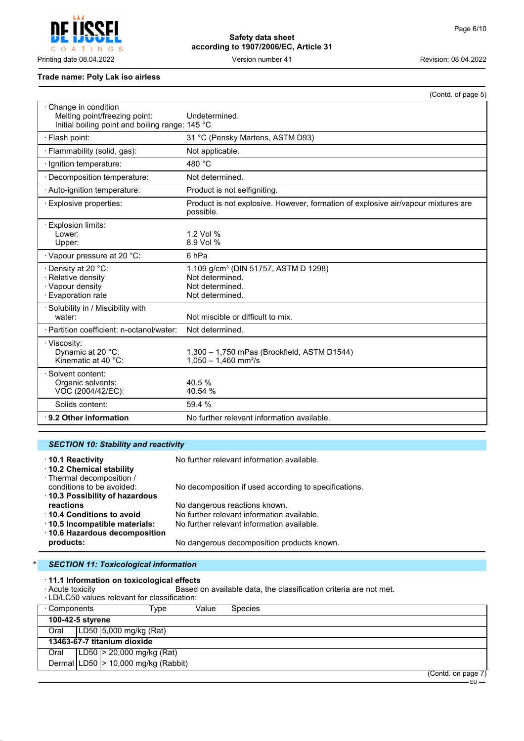**Trade name: Poly Lak iso airless**

(Contd. of page 5)

| Property | Value |
|---|---|
| · Change in condition | |
| Melting point/freezing point: | Undetermined. |
| Initial boiling point and boiling range: | 145 °C |
| · Flash point: | 31 °C (Pensky Martens, ASTM D93) |
| · Flammability (solid, gas): | Not applicable. |
| · Ignition temperature: | 480 °C |
| · Decomposition temperature: | Not determined. |
| · Auto-ignition temperature: | Product is not selfigniting. |
| · Explosive properties: | Product is not explosive. However, formation of explosive air/vapour mixtures are possible. |
| · Explosion limits: | |
| Lower: | 1.2 Vol % |
| Upper: | 8.9 Vol % |
| · Vapour pressure at 20 °C: | 6 hPa |
| · Density at 20 °C: | 1.109 g/cm³ (DIN 51757, ASTM D 1298) |
| · Relative density | Not determined. |
| · Vapour density | Not determined. |
| · Evaporation rate | Not determined. |
| · Solubility in / Miscibility with water: | Not miscible or difficult to mix. |
| · Partition coefficient: n-octanol/water: | Not determined. |
| · Viscosity: | |
| Dynamic at 20 °C: | 1,300 – 1,750 mPas (Brookfield, ASTM D1544) |
| Kinematic at 40 °C: | 1,050 – 1,460 mm²/s |
| · Solvent content: | |
| Organic solvents: | 40.5 % |
| VOC (2004/42/EC): | 40.54 % |
| Solids content: | 59.4 % |
| **· 9.2 Other information** | No further relevant information available. |

## SECTION 10: Stability and reactivity

- **· 10.1 Reactivity** No further relevant information available.
- **· 10.2 Chemical stability**
- · Thermal decomposition / conditions to be avoided: No decomposition if used according to specifications.
- **· 10.3 Possibility of hazardous reactions** No dangerous reactions known.
- **· 10.4 Conditions to avoid** No further relevant information available.
- **· 10.5 Incompatible materials:** No further relevant information available.
- **· 10.6 Hazardous decomposition products:** No dangerous decomposition products known.

## * SECTION 11: Toxicological information

**· 11.1 Information on toxicological effects**

· Acute toxicity Based on available data, the classification criteria are not met.

· LD/LC50 values relevant for classification:

| · Components | Type | Value | Species |
|---|---|---|---|
| **100-42-5 styrene** | | | |
| Oral | LD50 | 5,000 mg/kg | (Rat) |
| **13463-67-7 titanium dioxide** | | | |
| Oral | LD50 | > 20,000 mg/kg | (Rat) |
| Dermal | LD50 | > 10,000 mg/kg | (Rabbit) |

(Contd. on page 7)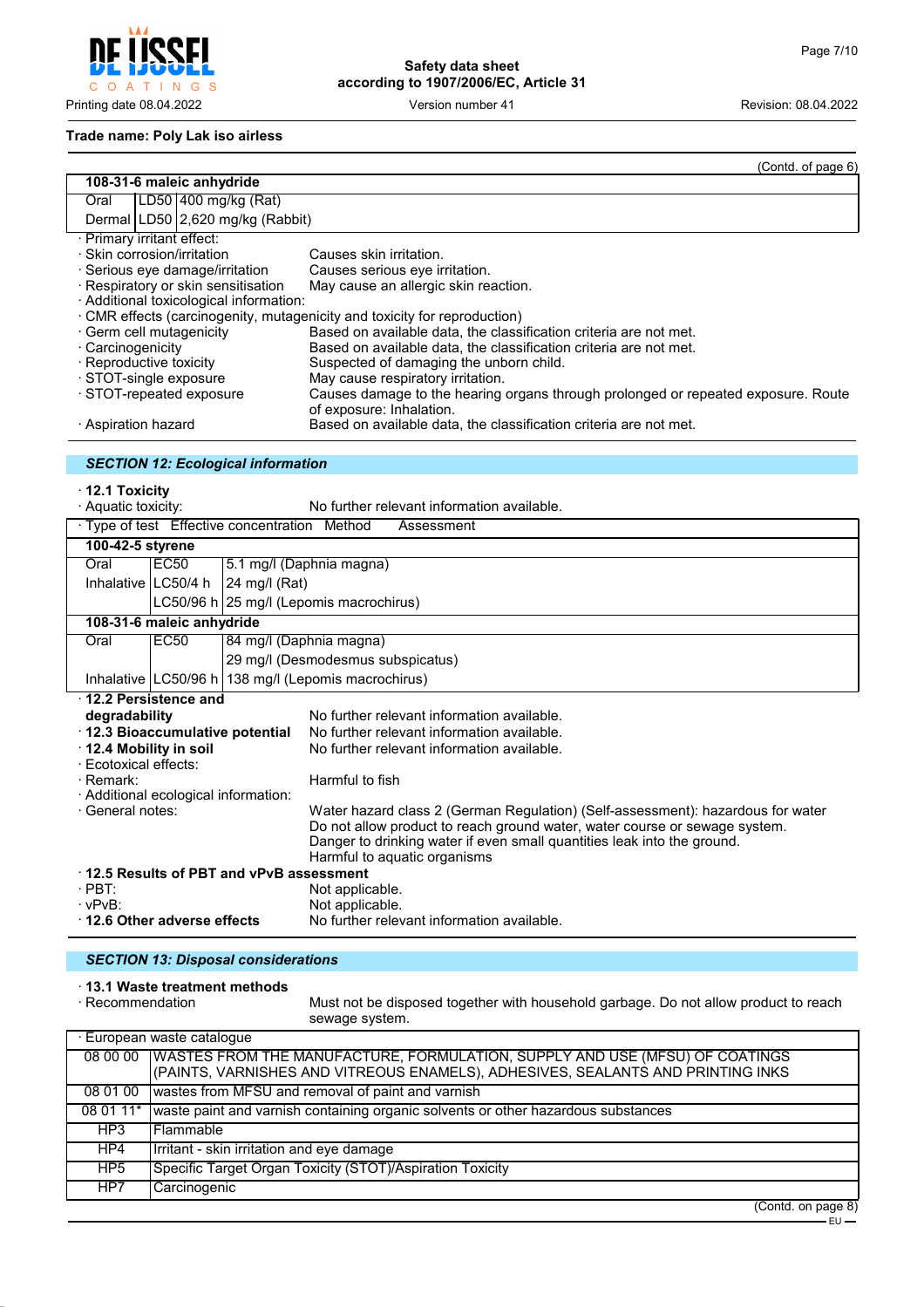**Trade name: Poly Lak iso airless**

(Contd. of page 6)

| 108-31-6 maleic anhydride | | |
|---|---|---|
| Oral | LD50 | 400 mg/kg (Rat) |
| Dermal | LD50 | 2,620 mg/kg (Rabbit) |

· Primary irritant effect:
· Skin corrosion/irritation: Causes skin irritation.
· Serious eye damage/irritation: Causes serious eye irritation.
· Respiratory or skin sensitisation: May cause an allergic skin reaction.
· Additional toxicological information:
· CMR effects (carcinogenity, mutagenicity and toxicity for reproduction)
· Germ cell mutagenicity: Based on available data, the classification criteria are not met.
· Carcinogenicity: Based on available data, the classification criteria are not met.
· Reproductive toxicity: Suspected of damaging the unborn child.
· STOT-single exposure: May cause respiratory irritation.
· STOT-repeated exposure: Causes damage to the hearing organs through prolonged or repeated exposure. Route of exposure: Inhalation.
· Aspiration hazard: Based on available data, the classification criteria are not met.

## SECTION 12: Ecological information

· **12.1 Toxicity**
· Aquatic toxicity: No further relevant information available.

| · Type of test | Effective concentration | Method / Assessment |
|---|---|---|
| **100-42-5 styrene** | | |
| Oral | EC50 | 5.1 mg/l (Daphnia magna) |
| Inhalative | LC50/4 h | 24 mg/l (Rat) |
| | LC50/96 h | 25 mg/l (Lepomis macrochirus) |
| **108-31-6 maleic anhydride** | | |
| Oral | EC50 | 84 mg/l (Daphnia magna) |
| | | 29 mg/l (Desmodesmus subspicatus) |
| Inhalative | LC50/96 h | 138 mg/l (Lepomis macrochirus) |

· **12.2 Persistence and degradability**: No further relevant information available.
· **12.3 Bioaccumulative potential**: No further relevant information available.
· **12.4 Mobility in soil**: No further relevant information available.
· Ecotoxical effects:
· Remark: Harmful to fish
· Additional ecological information:
· General notes: Water hazard class 2 (German Regulation) (Self-assessment): hazardous for water
Do not allow product to reach ground water, water course or sewage system.
Danger to drinking water if even small quantities leak into the ground.
Harmful to aquatic organisms
· **12.5 Results of PBT and vPvB assessment**
· PBT: Not applicable.
· vPvB: Not applicable.
· **12.6 Other adverse effects**: No further relevant information available.

## SECTION 13: Disposal considerations

· **13.1 Waste treatment methods**
· Recommendation: Must not be disposed together with household garbage. Do not allow product to reach sewage system.

| · European waste catalogue | |
|---|---|
| 08 00 00 | WASTES FROM THE MANUFACTURE, FORMULATION, SUPPLY AND USE (MFSU) OF COATINGS (PAINTS, VARNISHES AND VITREOUS ENAMELS), ADHESIVES, SEALANTS AND PRINTING INKS |
| 08 01 00 | wastes from MFSU and removal of paint and varnish |
| 08 01 11* | waste paint and varnish containing organic solvents or other hazardous substances |
| HP3 | Flammable |
| HP4 | Irritant - skin irritation and eye damage |
| HP5 | Specific Target Organ Toxicity (STOT)/Aspiration Toxicity |
| HP7 | Carcinogenic |

(Contd. on page 8)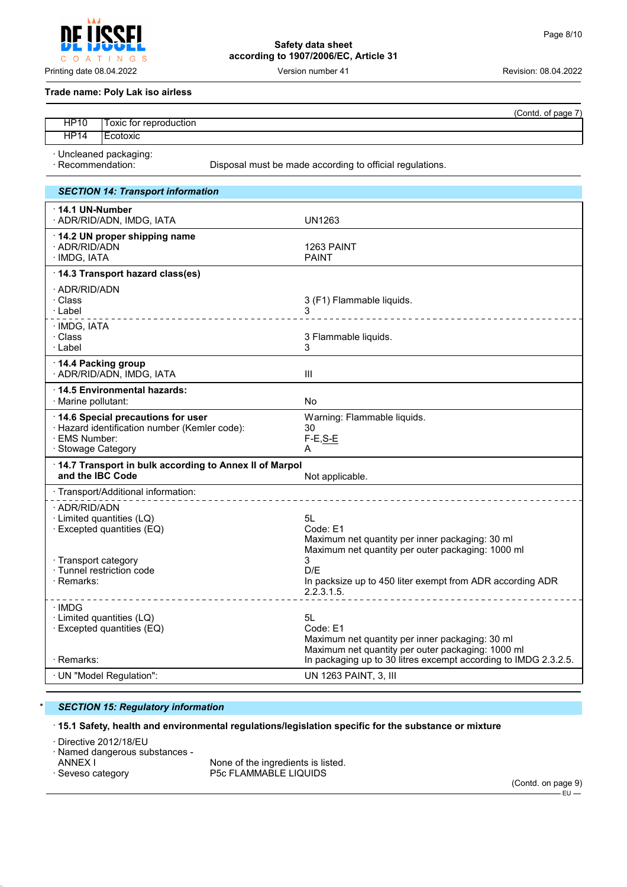Trade name: Poly Lak iso airless

(Contd. of page 7)

| | |
|---|---|
| HP10 | Toxic for reproduction |
| HP14 | Ecotoxic |

· Uncleaned packaging:
· Recommendation: Disposal must be made according to official regulations.

## SECTION 14: Transport information

| | |
|---|---|
| **· 14.1 UN-Number** | |
| · ADR/RID/ADN, IMDG, IATA | UN1263 |
| **· 14.2 UN proper shipping name** | |
| · ADR/RID/ADN | 1263 PAINT |
| · IMDG, IATA | PAINT |
| **· 14.3 Transport hazard class(es)** | |
| · ADR/RID/ADN | |
| · Class | 3 (F1) Flammable liquids. |
| · Label | 3 |
| · IMDG, IATA | |
| · Class | 3 Flammable liquids. |
| · Label | 3 |
| **· 14.4 Packing group** | |
| · ADR/RID/ADN, IMDG, IATA | III |
| **· 14.5 Environmental hazards:** | |
| · Marine pollutant: | No |
| **· 14.6 Special precautions for user** | Warning: Flammable liquids. |
| · Hazard identification number (Kemler code): | 30 |
| · EMS Number: | F-E,S-E |
| · Stowage Category | A |
| **· 14.7 Transport in bulk according to Annex II of Marpol and the IBC Code** | Not applicable. |
| · Transport/Additional information: | |
| · ADR/RID/ADN | |
| · Limited quantities (LQ) | 5L |
| · Excepted quantities (EQ) | Code: E1<br>Maximum net quantity per inner packaging: 30 ml<br>Maximum net quantity per outer packaging: 1000 ml |
| · Transport category | 3 |
| · Tunnel restriction code | D/E |
| · Remarks: | In packsize up to 450 liter exempt from ADR according ADR 2.2.3.1.5. |
| · IMDG | |
| · Limited quantities (LQ) | 5L |
| · Excepted quantities (EQ) | Code: E1<br>Maximum net quantity per inner packaging: 30 ml<br>Maximum net quantity per outer packaging: 1000 ml |
| · Remarks: | In packaging up to 30 litres excempt according to IMDG 2.3.2.5. |
| · UN "Model Regulation": | UN 1263 PAINT, 3, III |

## * SECTION 15: Regulatory information

**· 15.1 Safety, health and environmental regulations/legislation specific for the substance or mixture**

· Directive 2012/18/EU
· Named dangerous substances - ANNEX I: None of the ingredients is listed.
· Seveso category: P5c FLAMMABLE LIQUIDS

(Contd. on page 9)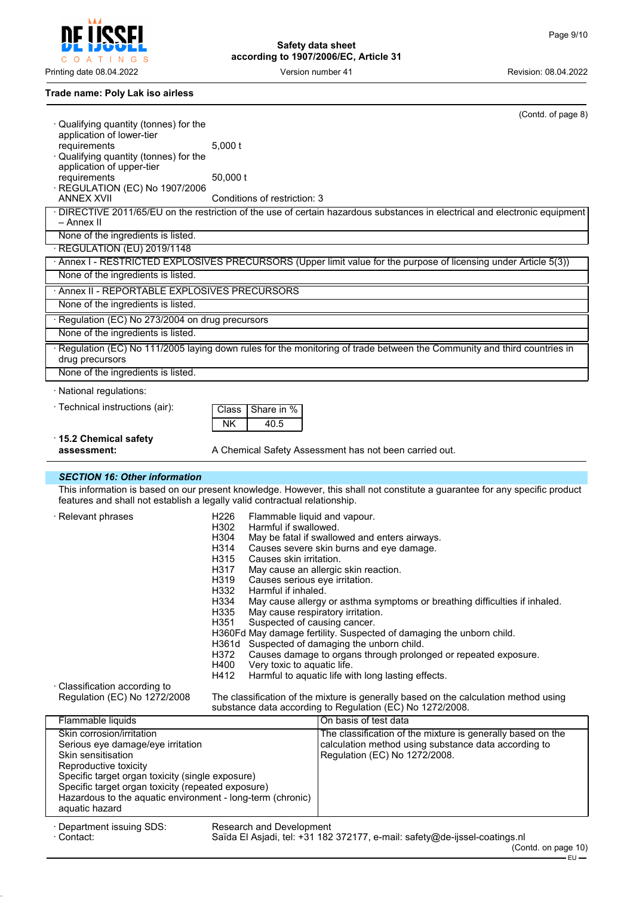(Contd. of page 8)

· Qualifying quantity (tonnes) for the application of lower-tier requirements: 5,000 t
· Qualifying quantity (tonnes) for the application of upper-tier requirements: 50,000 t
· REGULATION (EC) No 1907/2006 ANNEX XVII: Conditions of restriction: 3

| · DIRECTIVE 2011/65/EU on the restriction of the use of certain hazardous substances in electrical and electronic equipment – Annex II |
|---|
| None of the ingredients is listed. |

· REGULATION (EU) 2019/1148

| · Annex I - RESTRICTED EXPLOSIVES PRECURSORS (Upper limit value for the purpose of licensing under Article 5(3)) |
|---|
| None of the ingredients is listed. |

| · Annex II - REPORTABLE EXPLOSIVES PRECURSORS |
|---|
| None of the ingredients is listed. |

| · Regulation (EC) No 273/2004 on drug precursors |
|---|
| None of the ingredients is listed. |

| · Regulation (EC) No 111/2005 laying down rules for the monitoring of trade between the Community and third countries in drug precursors |
|---|
| None of the ingredients is listed. |

· National regulations:

· Technical instructions (air):

| Class | Share in % |
|---|---|
| NK | 40.5 |

· **15.2 Chemical safety assessment:** A Chemical Safety Assessment has not been carried out.

## *SECTION 16: Other information*

This information is based on our present knowledge. However, this shall not constitute a guarantee for any specific product features and shall not establish a legally valid contractual relationship.

· Relevant phrases

- H226 Flammable liquid and vapour.
- H302 Harmful if swallowed.
- H304 May be fatal if swallowed and enters airways.
- H314 Causes severe skin burns and eye damage.
- H315 Causes skin irritation.
- H317 May cause an allergic skin reaction.
- H319 Causes serious eye irritation.
- H332 Harmful if inhaled.
- H334 May cause allergy or asthma symptoms or breathing difficulties if inhaled.
- H335 May cause respiratory irritation.
- H351 Suspected of causing cancer.
- H360Fd May damage fertility. Suspected of damaging the unborn child.
- H361d Suspected of damaging the unborn child.
- H372 Causes damage to organs through prolonged or repeated exposure.
- H400 Very toxic to aquatic life.
- H412 Harmful to aquatic life with long lasting effects.

· Classification according to Regulation (EC) No 1272/2008: The classification of the mixture is generally based on the calculation method using substance data according to Regulation (EC) No 1272/2008.

| Flammable liquids | On basis of test data |
|---|---|
| Skin corrosion/irritation<br>Serious eye damage/eye irritation<br>Skin sensitisation<br>Reproductive toxicity<br>Specific target organ toxicity (single exposure)<br>Specific target organ toxicity (repeated exposure)<br>Hazardous to the aquatic environment - long-term (chronic) aquatic hazard | The classification of the mixture is generally based on the calculation method using substance data according to Regulation (EC) No 1272/2008. |

· Department issuing SDS: Research and Development
· Contact: Saïda El Asjadi, tel: +31 182 372177, e-mail: safety@de-ijssel-coatings.nl

(Contd. on page 10)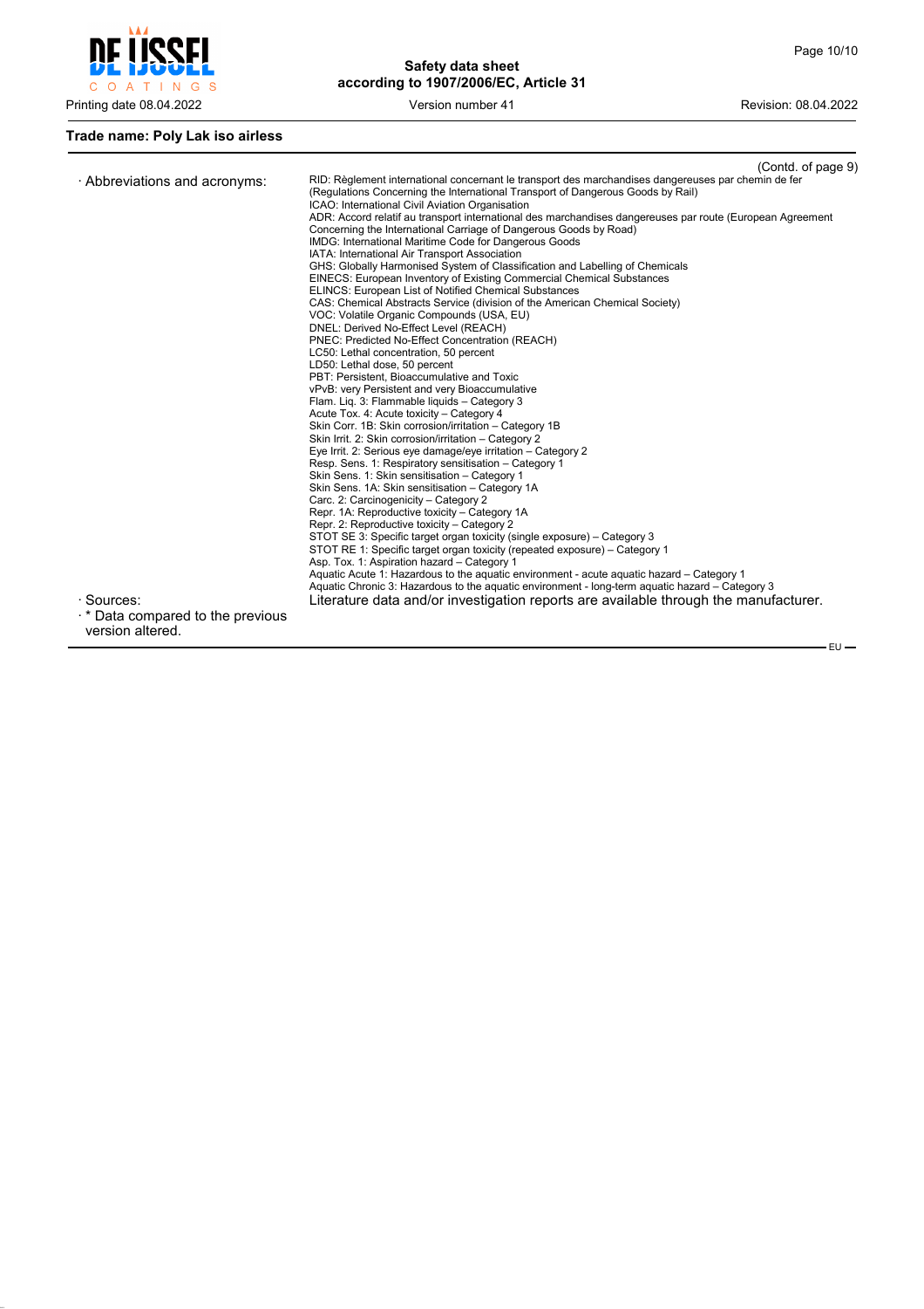**Trade name: Poly Lak iso airless**

(Contd. of page 9)

· Abbreviations and acronyms:

RID: Règlement international concernant le transport des marchandises dangereuses par chemin de fer (Regulations Concerning the International Transport of Dangerous Goods by Rail)
ICAO: International Civil Aviation Organisation
ADR: Accord relatif au transport international des marchandises dangereuses par route (European Agreement Concerning the International Carriage of Dangerous Goods by Road)
IMDG: International Maritime Code for Dangerous Goods
IATA: International Air Transport Association
GHS: Globally Harmonised System of Classification and Labelling of Chemicals
EINECS: European Inventory of Existing Commercial Chemical Substances
ELINCS: European List of Notified Chemical Substances
CAS: Chemical Abstracts Service (division of the American Chemical Society)
VOC: Volatile Organic Compounds (USA, EU)
DNEL: Derived No-Effect Level (REACH)
PNEC: Predicted No-Effect Concentration (REACH)
LC50: Lethal concentration, 50 percent
LD50: Lethal dose, 50 percent
PBT: Persistent, Bioaccumulative and Toxic
vPvB: very Persistent and very Bioaccumulative
Flam. Liq. 3: Flammable liquids – Category 3
Acute Tox. 4: Acute toxicity – Category 4
Skin Corr. 1B: Skin corrosion/irritation – Category 1B
Skin Irrit. 2: Skin corrosion/irritation – Category 2
Eye Irrit. 2: Serious eye damage/eye irritation – Category 2
Resp. Sens. 1: Respiratory sensitisation – Category 1
Skin Sens. 1: Skin sensitisation – Category 1
Skin Sens. 1A: Skin sensitisation – Category 1A
Carc. 2: Carcinogenicity – Category 2
Repr. 1A: Reproductive toxicity – Category 1A
Repr. 2: Reproductive toxicity – Category 2
STOT SE 3: Specific target organ toxicity (single exposure) – Category 3
STOT RE 1: Specific target organ toxicity (repeated exposure) – Category 1
Asp. Tox. 1: Aspiration hazard – Category 1
Aquatic Acute 1: Hazardous to the aquatic environment - acute aquatic hazard – Category 1
Aquatic Chronic 3: Hazardous to the aquatic environment - long-term aquatic hazard – Category 3

· Sources: Literature data and/or investigation reports are available through the manufacturer.

· * Data compared to the previous version altered.

EU